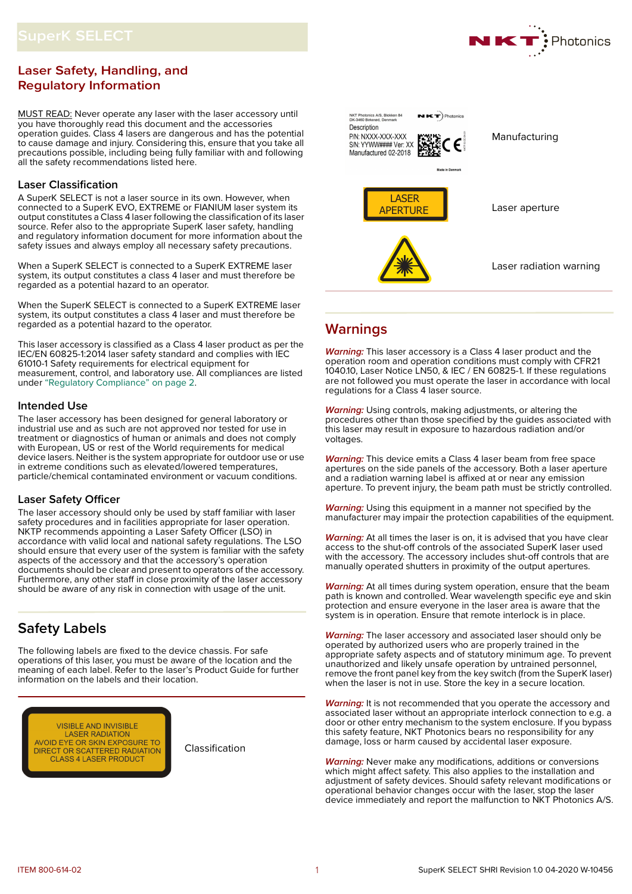# SuperK SELECT

## Laser Safety, Handling, and Regulatory Information

MUST READ: Never operate any laser with the laser accessory until you have thoroughly read this document and the accessories operation guides. Class 4 lasers are dangerous and has the potential to cause damage and injury. Considering this, ensure that you take all precautions possible, including being fully familiar with and following all the safety recommendations listed here.

### Laser Classification

A SuperK SELECT is not a laser source in its own. However, when connected to a SuperK EVO, EXTREME or FIANIUM laser system its output constitutes a Class 4 laser following the classification of its laser source. Refer also to the appropriate SuperK laser safety, handling and regulatory information document for more information about the safety issues and always employ all necessary safety precautions.

When a SuperK SELECT is connected to a SuperK EXTREME laser system, its output constitutes a class 4 laser and must therefore be regarded as a potential hazard to an operator.

When the SuperK SELECT is connected to a SuperK EXTREME laser system, its output constitutes a class 4 laser and must therefore be regarded as a potential hazard to the operator.

This laser accessory is classified as a Class 4 laser product as per the IEC/EN 60825-1:2014 laser safety standard and complies with IEC 61010-1 Safety requirements for electrical equipment for measurement, control, and laboratory use. All compliances are listed under "Regulatory Compliance" on page 2.

### Intended Use

The laser accessory has been designed for general laboratory or industrial use and as such are not approved nor tested for use in treatment or diagnostics of human or animals and does not comply with European, US or rest of the World requirements for medical device lasers. Neither is the system appropriate for outdoor use or use in extreme conditions such as elevated/lowered temperatures, particle/chemical contaminated environment or vacuum conditions.

### Laser Safety Officer

The laser accessory should only be used by staff familiar with laser safety procedures and in facilities appropriate for laser operation. NKTP recommends appointing a Laser Safety Officer (LSO) in accordance with valid local and national safety regulations. The LSO should ensure that every user of the system is familiar with the safety aspects of the accessory and that the accessory's operation documents should be clear and present to operators of the accessory. Furthermore, any other staff in close proximity of the laser accessory should be aware of any risk in connection with usage of the unit.

## Safety Labels

The following labels are fixed to the device chassis. For safe operations of this laser, you must be aware of the location and the meaning of each label. Refer to the laser's Product Guide for further information on the labels and their location.

| Label | Description |
|---|---|
| VISIBLE AND INVISIBLE LASER RADIATION AVOID EYE OR SKIN EXPOSURE TO DIRECT OR SCATTERED RADIATION CLASS 4 LASER PRODUCT | Classification |
| NKT Photonics A/S, Blokken 84 DK-3460 Birkerød, Denmark; Description; P/N: NXXX-XXX-XXX; S/N: YYWW#### Ver: XX; Manufactured 02-2018; Made in Denmark | Manufacturing |
| LASER APERTURE | Laser aperture |
| (Laser warning symbol) | Laser radiation warning |

## Warnings

*Warning:* This laser accessory is a Class 4 laser product and the operation room and operation conditions must comply with CFR21 1040.10, Laser Notice LN50, & IEC / EN 60825-1. If these regulations are not followed you must operate the laser in accordance with local regulations for a Class 4 laser source.

*Warning:* Using controls, making adjustments, or altering the procedures other than those specified by the guides associated with this laser may result in exposure to hazardous radiation and/or voltages.

*Warning:* This device emits a Class 4 laser beam from free space apertures on the side panels of the accessory. Both a laser aperture and a radiation warning label is affixed at or near any emission aperture. To prevent injury, the beam path must be strictly controlled.

*Warning:* Using this equipment in a manner not specified by the manufacturer may impair the protection capabilities of the equipment.

*Warning:* At all times the laser is on, it is advised that you have clear access to the shut-off controls of the associated SuperK laser used with the accessory. The accessory includes shut-off controls that are manually operated shutters in proximity of the output apertures.

*Warning:* At all times during system operation, ensure that the beam path is known and controlled. Wear wavelength specific eye and skin protection and ensure everyone in the laser area is aware that the system is in operation. Ensure that remote interlock is in place.

*Warning:* The laser accessory and associated laser should only be operated by authorized users who are properly trained in the appropriate safety aspects and of statutory minimum age. To prevent unauthorized and likely unsafe operation by untrained personnel, remove the front panel key from the key switch (from the SuperK laser) when the laser is not in use. Store the key in a secure location.

*Warning:* It is not recommended that you operate the accessory and associated laser without an appropriate interlock connection to e.g. a door or other entry mechanism to the system enclosure. If you bypass this safety feature, NKT Photonics bears no responsibility for any damage, loss or harm caused by accidental laser exposure.

*Warning:* Never make any modifications, additions or conversions which might affect safety. This also applies to the installation and adjustment of safety devices. Should safety relevant modifications or operational behavior changes occur with the laser, stop the laser device immediately and report the malfunction to NKT Photonics A/S.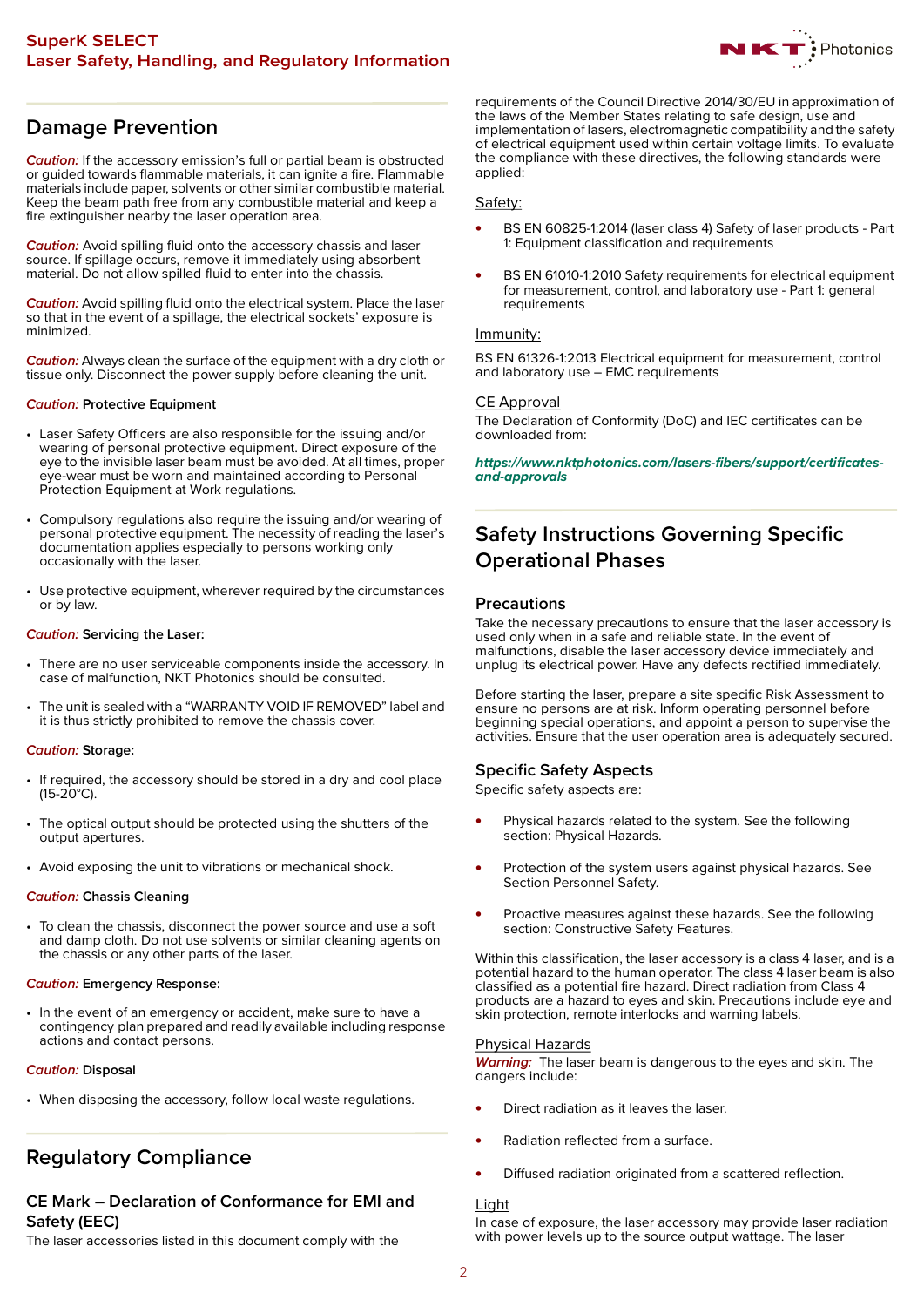## Damage Prevention

*Caution:* If the accessory emission's full or partial beam is obstructed or guided towards flammable materials, it can ignite a fire. Flammable materials include paper, solvents or other similar combustible material. Keep the beam path free from any combustible material and keep a fire extinguisher nearby the laser operation area.

*Caution:* Avoid spilling fluid onto the accessory chassis and laser source. If spillage occurs, remove it immediately using absorbent material. Do not allow spilled fluid to enter into the chassis.

*Caution:* Avoid spilling fluid onto the electrical system. Place the laser so that in the event of a spillage, the electrical sockets' exposure is minimized.

*Caution:* Always clean the surface of the equipment with a dry cloth or tissue only. Disconnect the power supply before cleaning the unit.

*Caution:* Protective Equipment

- Laser Safety Officers are also responsible for the issuing and/or wearing of personal protective equipment. Direct exposure of the eye to the invisible laser beam must be avoided. At all times, proper eye-wear must be worn and maintained according to Personal Protection Equipment at Work regulations.
- Compulsory regulations also require the issuing and/or wearing of personal protective equipment. The necessity of reading the laser's documentation applies especially to persons working only occasionally with the laser.
- Use protective equipment, wherever required by the circumstances or by law.

*Caution:* Servicing the Laser:

- There are no user serviceable components inside the accessory. In case of malfunction, NKT Photonics should be consulted.
- The unit is sealed with a "WARRANTY VOID IF REMOVED" label and it is thus strictly prohibited to remove the chassis cover.

*Caution:* Storage:

- If required, the accessory should be stored in a dry and cool place (15-20°C).
- The optical output should be protected using the shutters of the output apertures.
- Avoid exposing the unit to vibrations or mechanical shock.

*Caution:* Chassis Cleaning

- To clean the chassis, disconnect the power source and use a soft and damp cloth. Do not use solvents or similar cleaning agents on the chassis or any other parts of the laser.

*Caution:* Emergency Response:

- In the event of an emergency or accident, make sure to have a contingency plan prepared and readily available including response actions and contact persons.

*Caution:* Disposal

- When disposing the accessory, follow local waste regulations.

## Regulatory Compliance

### CE Mark – Declaration of Conformance for EMI and Safety (EEC)

The laser accessories listed in this document comply with the requirements of the Council Directive 2014/30/EU in approximation of the laws of the Member States relating to safe design, use and implementation of lasers, electromagnetic compatibility and the safety of electrical equipment used within certain voltage limits. To evaluate the compliance with these directives, the following standards were applied:

Safety:

- BS EN 60825-1:2014 (laser class 4) Safety of laser products - Part 1: Equipment classification and requirements
- BS EN 61010-1:2010 Safety requirements for electrical equipment for measurement, control, and laboratory use - Part 1: general requirements

Immunity:

BS EN 61326-1:2013 Electrical equipment for measurement, control and laboratory use – EMC requirements

CE Approval

The Declaration of Conformity (DoC) and IEC certificates can be downloaded from:

***https://www.nktphotonics.com/lasers-fibers/support/certificates-and-approvals***

## Safety Instructions Governing Specific Operational Phases

### Precautions

Take the necessary precautions to ensure that the laser accessory is used only when in a safe and reliable state. In the event of malfunctions, disable the laser accessory device immediately and unplug its electrical power. Have any defects rectified immediately.

Before starting the laser, prepare a site specific Risk Assessment to ensure no persons are at risk. Inform operating personnel before beginning special operations, and appoint a person to supervise the activities. Ensure that the user operation area is adequately secured.

### Specific Safety Aspects

Specific safety aspects are:

- Physical hazards related to the system. See the following section: Physical Hazards.
- Protection of the system users against physical hazards. See Section Personnel Safety.
- Proactive measures against these hazards. See the following section: Constructive Safety Features.

Within this classification, the laser accessory is a class 4 laser, and is a potential hazard to the human operator. The class 4 laser beam is also classified as a potential fire hazard. Direct radiation from Class 4 products are a hazard to eyes and skin. Precautions include eye and skin protection, remote interlocks and warning labels.

Physical Hazards

***Warning:*** The laser beam is dangerous to the eyes and skin. The dangers include:

- Direct radiation as it leaves the laser.
- Radiation reflected from a surface.
- Diffused radiation originated from a scattered reflection.

Light

In case of exposure, the laser accessory may provide laser radiation with power levels up to the source output wattage. The laser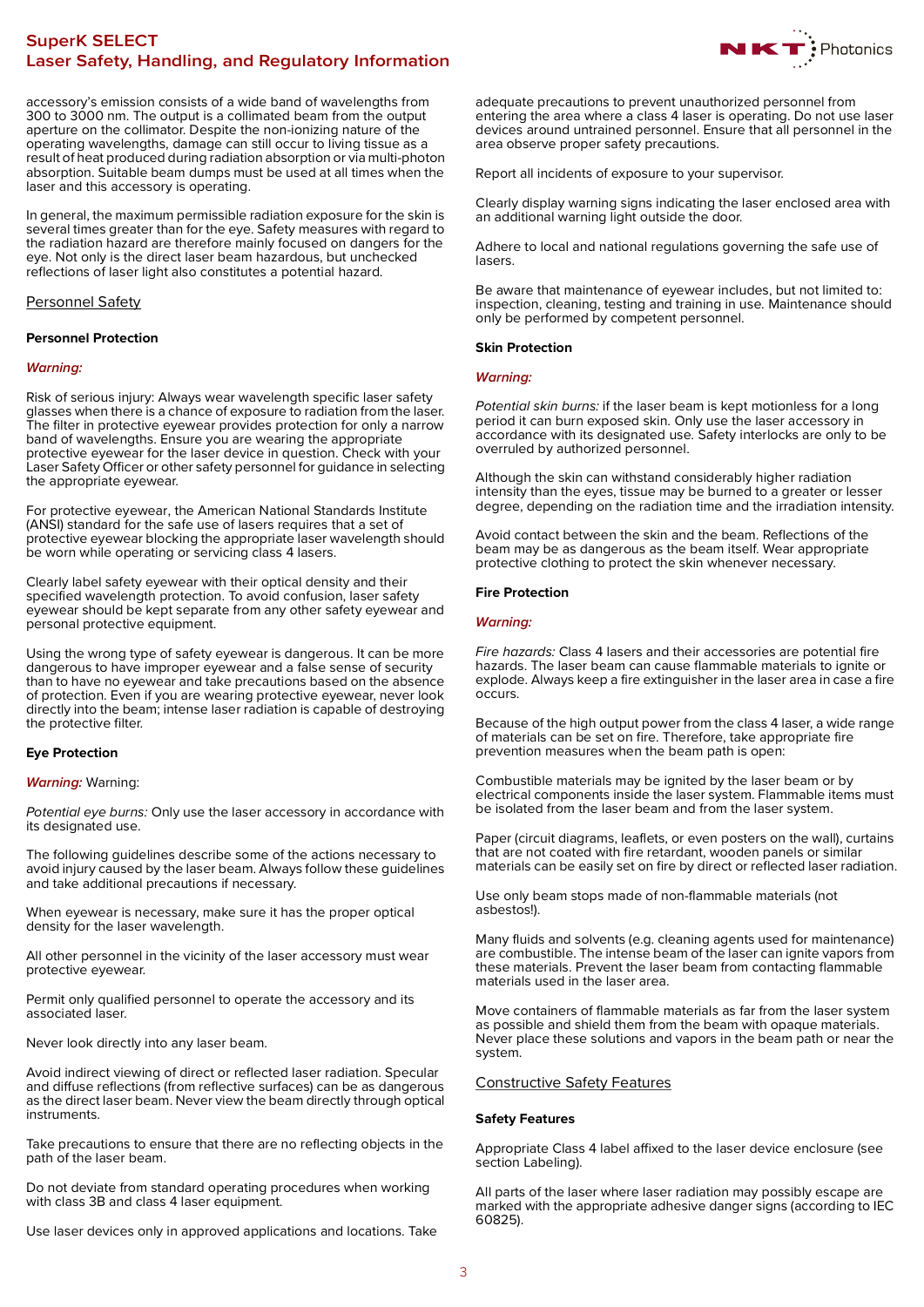accessory's emission consists of a wide band of wavelengths from 300 to 3000 nm. The output is a collimated beam from the output aperture on the collimator. Despite the non-ionizing nature of the operating wavelengths, damage can still occur to living tissue as a result of heat produced during radiation absorption or via multi-photon absorption. Suitable beam dumps must be used at all times when the laser and this accessory is operating.

In general, the maximum permissible radiation exposure for the skin is several times greater than for the eye. Safety measures with regard to the radiation hazard are therefore mainly focused on dangers for the eye. Not only is the direct laser beam hazardous, but unchecked reflections of laser light also constitutes a potential hazard.

## Personnel Safety

### Personnel Protection

***Warning:***

Risk of serious injury: Always wear wavelength specific laser safety glasses when there is a chance of exposure to radiation from the laser. The filter in protective eyewear provides protection for only a narrow band of wavelengths. Ensure you are wearing the appropriate protective eyewear for the laser device in question. Check with your Laser Safety Officer or other safety personnel for guidance in selecting the appropriate eyewear.

For protective eyewear, the American National Standards Institute (ANSI) standard for the safe use of lasers requires that a set of protective eyewear blocking the appropriate laser wavelength should be worn while operating or servicing class 4 lasers.

Clearly label safety eyewear with their optical density and their specified wavelength protection. To avoid confusion, laser safety eyewear should be kept separate from any other safety eyewear and personal protective equipment.

Using the wrong type of safety eyewear is dangerous. It can be more dangerous to have improper eyewear and a false sense of security than to have no eyewear and take precautions based on the absence of protection. Even if you are wearing protective eyewear, never look directly into the beam; intense laser radiation is capable of destroying the protective filter.

### Eye Protection

***Warning:*** Warning:

*Potential eye burns:* Only use the laser accessory in accordance with its designated use.

The following guidelines describe some of the actions necessary to avoid injury caused by the laser beam. Always follow these guidelines and take additional precautions if necessary.

When eyewear is necessary, make sure it has the proper optical density for the laser wavelength.

All other personnel in the vicinity of the laser accessory must wear protective eyewear.

Permit only qualified personnel to operate the accessory and its associated laser.

Never look directly into any laser beam.

Avoid indirect viewing of direct or reflected laser radiation. Specular and diffuse reflections (from reflective surfaces) can be as dangerous as the direct laser beam. Never view the beam directly through optical instruments.

Take precautions to ensure that there are no reflecting objects in the path of the laser beam.

Do not deviate from standard operating procedures when working with class 3B and class 4 laser equipment.

Use laser devices only in approved applications and locations. Take adequate precautions to prevent unauthorized personnel from entering the area where a class 4 laser is operating. Do not use laser devices around untrained personnel. Ensure that all personnel in the area observe proper safety precautions.

Report all incidents of exposure to your supervisor.

Clearly display warning signs indicating the laser enclosed area with an additional warning light outside the door.

Adhere to local and national regulations governing the safe use of lasers.

Be aware that maintenance of eyewear includes, but not limited to: inspection, cleaning, testing and training in use. Maintenance should only be performed by competent personnel.

### Skin Protection

***Warning:***

*Potential skin burns:* if the laser beam is kept motionless for a long period it can burn exposed skin. Only use the laser accessory in accordance with its designated use. Safety interlocks are only to be overruled by authorized personnel.

Although the skin can withstand considerably higher radiation intensity than the eyes, tissue may be burned to a greater or lesser degree, depending on the radiation time and the irradiation intensity.

Avoid contact between the skin and the beam. Reflections of the beam may be as dangerous as the beam itself. Wear appropriate protective clothing to protect the skin whenever necessary.

### Fire Protection

***Warning:***

*Fire hazards:* Class 4 lasers and their accessories are potential fire hazards. The laser beam can cause flammable materials to ignite or explode. Always keep a fire extinguisher in the laser area in case a fire occurs.

Because of the high output power from the class 4 laser, a wide range of materials can be set on fire. Therefore, take appropriate fire prevention measures when the beam path is open:

Combustible materials may be ignited by the laser beam or by electrical components inside the laser system. Flammable items must be isolated from the laser beam and from the laser system.

Paper (circuit diagrams, leaflets, or even posters on the wall), curtains that are not coated with fire retardant, wooden panels or similar materials can be easily set on fire by direct or reflected laser radiation.

Use only beam stops made of non-flammable materials (not asbestos!).

Many fluids and solvents (e.g. cleaning agents used for maintenance) are combustible. The intense beam of the laser can ignite vapors from these materials. Prevent the laser beam from contacting flammable materials used in the laser area.

Move containers of flammable materials as far from the laser system as possible and shield them from the beam with opaque materials. Never place these solutions and vapors in the beam path or near the system.

## Constructive Safety Features

### Safety Features

Appropriate Class 4 label affixed to the laser device enclosure (see section Labeling).

All parts of the laser where laser radiation may possibly escape are marked with the appropriate adhesive danger signs (according to IEC 60825).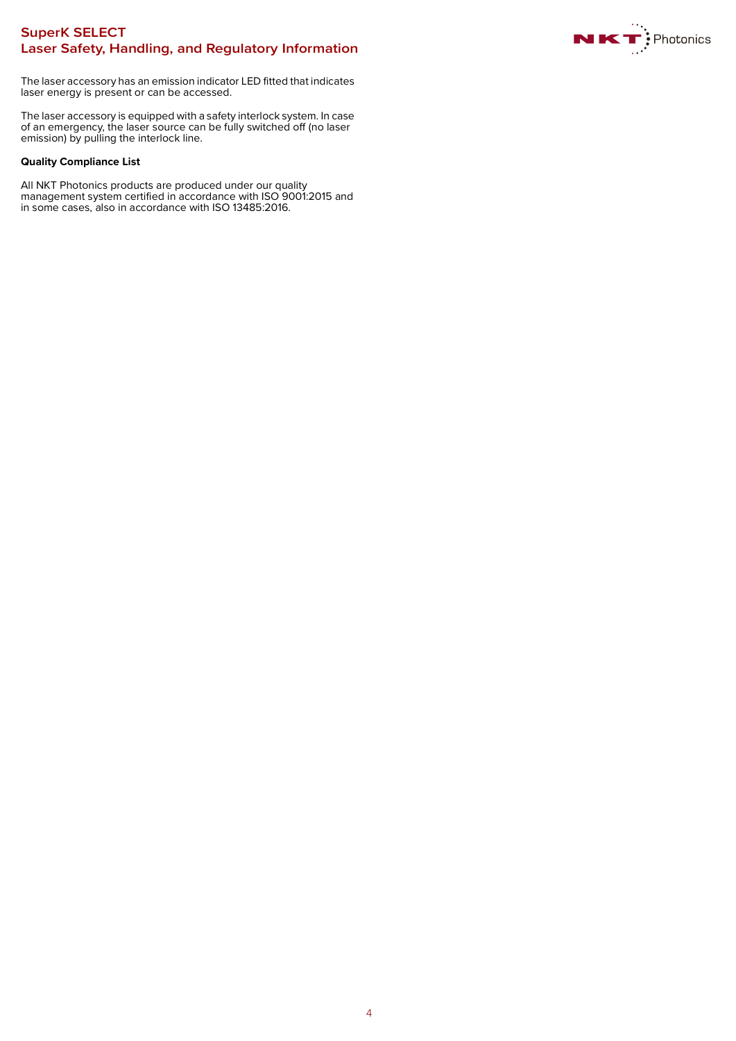The laser accessory has an emission indicator LED fitted that indicates laser energy is present or can be accessed.

The laser accessory is equipped with a safety interlock system. In case of an emergency, the laser source can be fully switched off (no laser emission) by pulling the interlock line.

**Quality Compliance List**

All NKT Photonics products are produced under our quality management system certified in accordance with ISO 9001:2015 and in some cases, also in accordance with ISO 13485:2016.